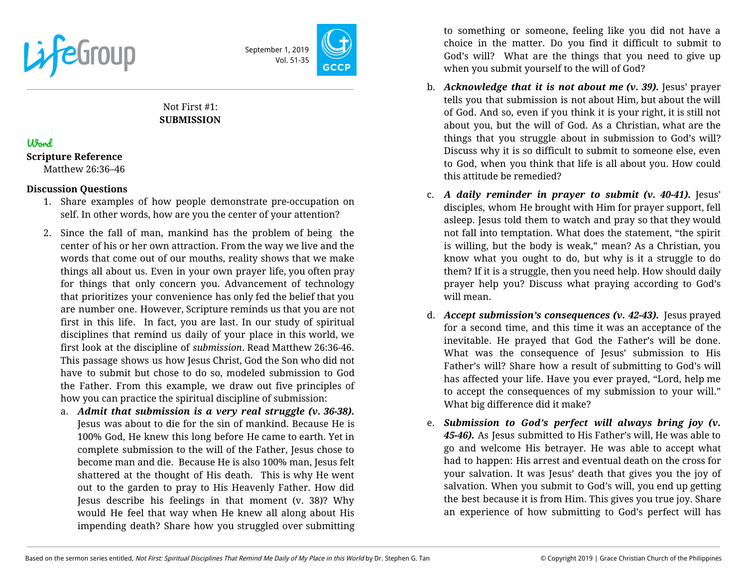LifeGroup

September 1, 2019
Vol. 51-35

GCCP

Not First #1:
**SUBMISSION**

## Word

**Scripture Reference**

Matthew 26:36–46

**Discussion Questions**

1. Share examples of how people demonstrate pre-occupation on self. In other words, how are you the center of your attention?

2. Since the fall of man, mankind has the problem of being the center of his or her own attraction. From the way we live and the words that come out of our mouths, reality shows that we make things all about us. Even in your own prayer life, you often pray for things that only concern you. Advancement of technology that prioritizes your convenience has only fed the belief that you are number one. However, Scripture reminds us that you are not first in this life. In fact, you are last. In our study of spiritual disciplines that remind us daily of your place in this world, we first look at the discipline of *submission*. Read Matthew 26:36-46. This passage shows us how Jesus Christ, God the Son who did not have to submit but chose to do so, modeled submission to God the Father. From this example, we draw out five principles of how you can practice the spiritual discipline of submission:

   a. ***Admit that submission is a very real struggle (v. 36-38).*** Jesus was about to die for the sin of mankind. Because He is 100% God, He knew this long before He came to earth. Yet in complete submission to the will of the Father, Jesus chose to become man and die. Because He is also 100% man, Jesus felt shattered at the thought of His death. This is why He went out to the garden to pray to His Heavenly Father. How did Jesus describe his feelings in that moment (v. 38)? Why would He feel that way when He knew all along about His impending death? Share how you struggled over submitting to something or someone, feeling like you did not have a choice in the matter. Do you find it difficult to submit to God's will? What are the things that you need to give up when you submit yourself to the will of God?

   b. ***Acknowledge that it is not about me (v. 39).*** Jesus' prayer tells you that submission is not about Him, but about the will of God. And so, even if you think it is your right, it is still not about you, but the will of God. As a Christian, what are the things that you struggle about in submission to God's will? Discuss why it is so difficult to submit to someone else, even to God, when you think that life is all about you. How could this attitude be remedied?

   c. ***A daily reminder in prayer to submit (v. 40-41).*** Jesus' disciples, whom He brought with Him for prayer support, fell asleep. Jesus told them to watch and pray so that they would not fall into temptation. What does the statement, "the spirit is willing, but the body is weak," mean? As a Christian, you know what you ought to do, but why is it a struggle to do them? If it is a struggle, then you need help. How should daily prayer help you? Discuss what praying according to God's will mean.

   d. ***Accept submission's consequences (v. 42-43).*** Jesus prayed for a second time, and this time it was an acceptance of the inevitable. He prayed that God the Father's will be done. What was the consequence of Jesus' submission to His Father's will? Share how a result of submitting to God's will has affected your life. Have you ever prayed, "Lord, help me to accept the consequences of my submission to your will." What big difference did it make?

   e. ***Submission to God's perfect will always bring joy (v. 45-46).*** As Jesus submitted to His Father's will, He was able to go and welcome His betrayer. He was able to accept what had to happen: His arrest and eventual death on the cross for your salvation. It was Jesus' death that gives you the joy of salvation. When you submit to God's will, you end up getting the best because it is from Him. This gives you true joy. Share an experience of how submitting to God's perfect will has

Based on the sermon series entitled, *Not First: Spiritual Disciplines That Remind Me Daily of My Place in this World* by Dr. Stephen G. Tan

© Copyright 2019 | Grace Christian Church of the Philippines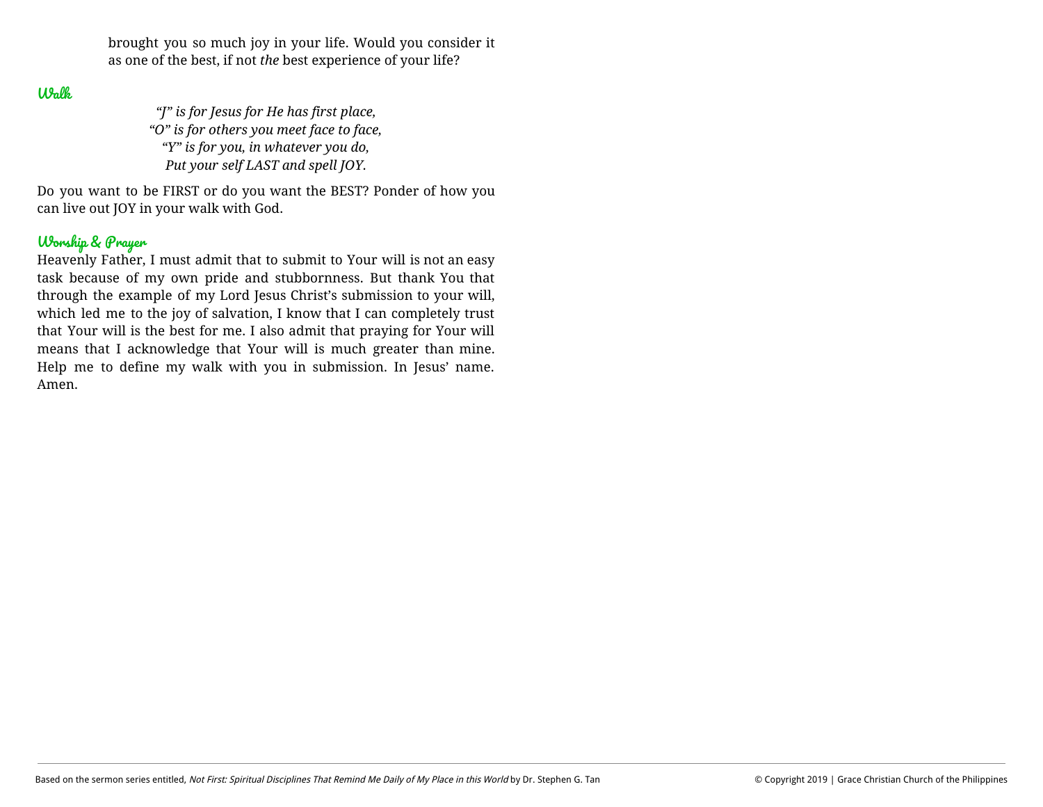brought you so much joy in your life. Would you consider it as one of the best, if not *the* best experience of your life?

## Walk

*"J" is for Jesus for He has first place,*
*"O" is for others you meet face to face,*
*"Y" is for you, in whatever you do,*
*Put your self LAST and spell JOY.*

Do you want to be FIRST or do you want the BEST? Ponder of how you can live out JOY in your walk with God.

## Worship & Prayer

Heavenly Father, I must admit that to submit to Your will is not an easy task because of my own pride and stubbornness. But thank You that through the example of my Lord Jesus Christ's submission to your will, which led me to the joy of salvation, I know that I can completely trust that Your will is the best for me. I also admit that praying for Your will means that I acknowledge that Your will is much greater than mine. Help me to define my walk with you in submission. In Jesus' name. Amen.